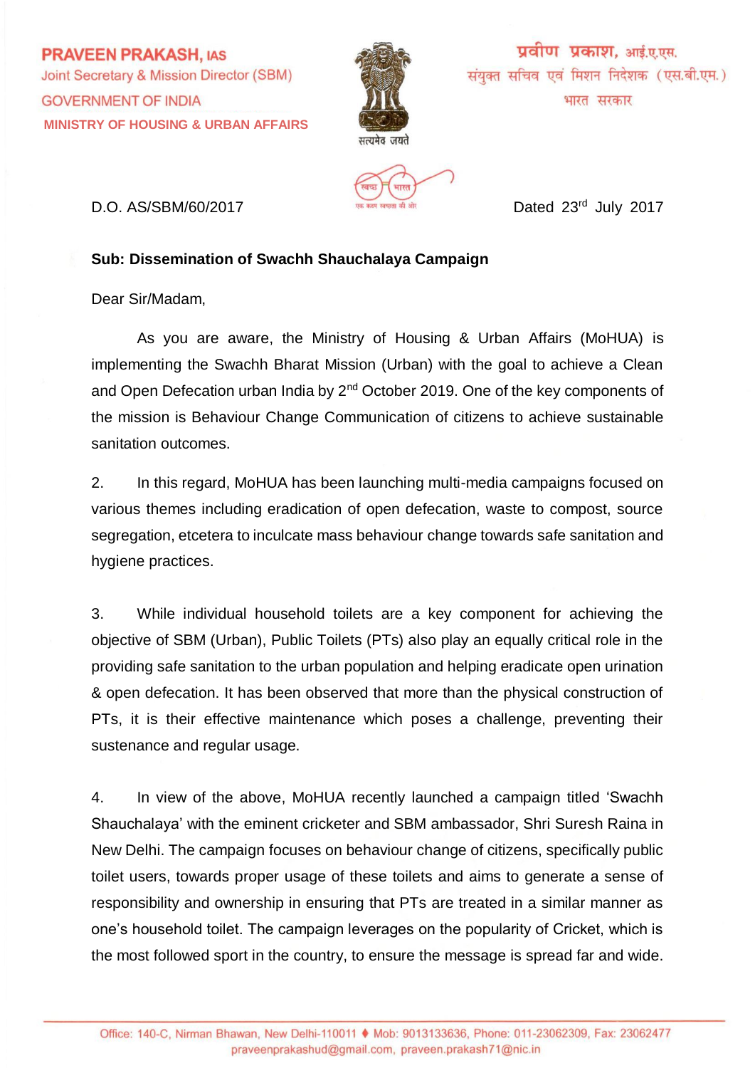**PRAVEEN PRAKASH, IAS**
Joint Secretary & Mission Director (SBM)
GOVERNMENT OF INDIA
**MINISTRY OF HOUSING & URBAN AFFAIRS**

**प्रवीण प्रकाश, आई.ए.एस.**
संयुक्त सचिव एवं मिशन निदेशक (एस.बी.एम.)
भारत सरकार

सत्यमेव जयते

D.O. AS/SBM/60/2017    Dated 23rd July 2017

**Sub: Dissemination of Swachh Shauchalaya Campaign**

Dear Sir/Madam,

As you are aware, the Ministry of Housing & Urban Affairs (MoHUA) is implementing the Swachh Bharat Mission (Urban) with the goal to achieve a Clean and Open Defecation urban India by 2nd October 2019. One of the key components of the mission is Behaviour Change Communication of citizens to achieve sustainable sanitation outcomes.

2. In this regard, MoHUA has been launching multi-media campaigns focused on various themes including eradication of open defecation, waste to compost, source segregation, etcetera to inculcate mass behaviour change towards safe sanitation and hygiene practices.

3. While individual household toilets are a key component for achieving the objective of SBM (Urban), Public Toilets (PTs) also play an equally critical role in the providing safe sanitation to the urban population and helping eradicate open urination & open defecation. It has been observed that more than the physical construction of PTs, it is their effective maintenance which poses a challenge, preventing their sustenance and regular usage.

4. In view of the above, MoHUA recently launched a campaign titled 'Swachh Shauchalaya' with the eminent cricketer and SBM ambassador, Shri Suresh Raina in New Delhi. The campaign focuses on behaviour change of citizens, specifically public toilet users, towards proper usage of these toilets and aims to generate a sense of responsibility and ownership in ensuring that PTs are treated in a similar manner as one's household toilet. The campaign leverages on the popularity of Cricket, which is the most followed sport in the country, to ensure the message is spread far and wide.

Office: 140-C, Nirman Bhawan, New Delhi-110011 ♦ Mob: 9013133636, Phone: 011-23062309, Fax: 23062477
praveenprakashud@gmail.com, praveen.prakash71@nic.in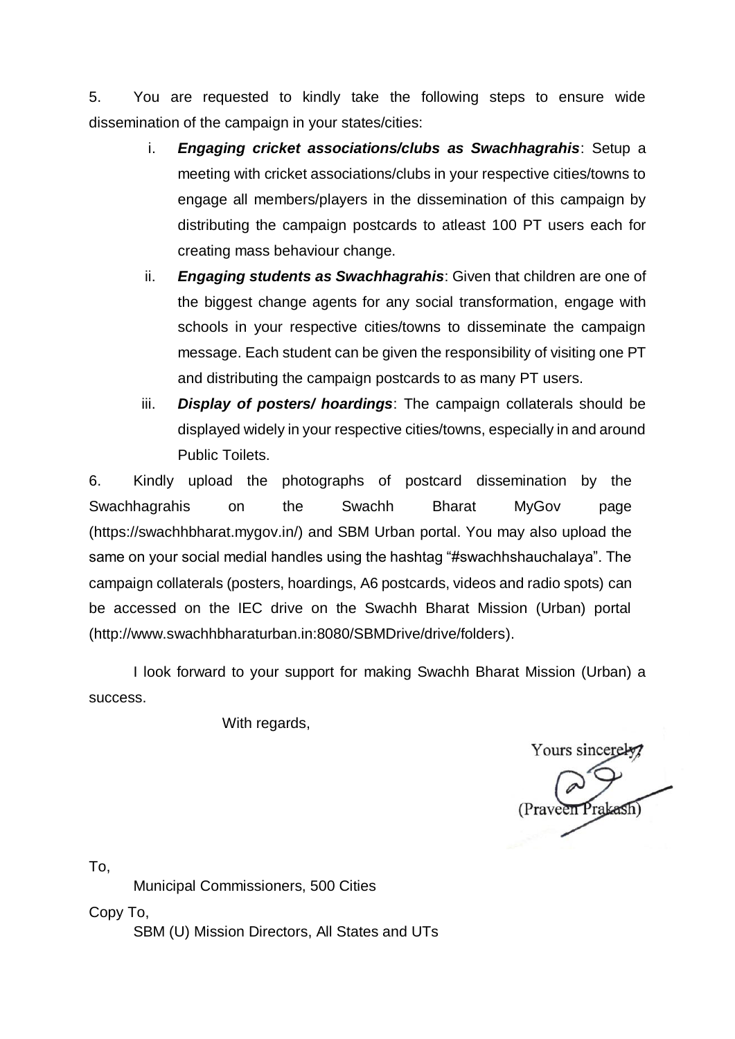5. You are requested to kindly take the following steps to ensure wide dissemination of the campaign in your states/cities:

i. ***Engaging cricket associations/clubs as Swachhagrahis***: Setup a meeting with cricket associations/clubs in your respective cities/towns to engage all members/players in the dissemination of this campaign by distributing the campaign postcards to atleast 100 PT users each for creating mass behaviour change.

ii. ***Engaging students as Swachhagrahis***: Given that children are one of the biggest change agents for any social transformation, engage with schools in your respective cities/towns to disseminate the campaign message. Each student can be given the responsibility of visiting one PT and distributing the campaign postcards to as many PT users.

iii. ***Display of posters/ hoardings***: The campaign collaterals should be displayed widely in your respective cities/towns, especially in and around Public Toilets.

6. Kindly upload the photographs of postcard dissemination by the Swachhagrahis on the Swachh Bharat MyGov page (https://swachhbharat.mygov.in/) and SBM Urban portal. You may also upload the same on your social medial handles using the hashtag "#swachhshauchalaya". The campaign collaterals (posters, hoardings, A6 postcards, videos and radio spots) can be accessed on the IEC drive on the Swachh Bharat Mission (Urban) portal (http://www.swachhbharaturban.in:8080/SBMDrive/drive/folders).

I look forward to your support for making Swachh Bharat Mission (Urban) a success.

With regards,

Yours sincerely,

(Praveen Prakash)

To,

Municipal Commissioners, 500 Cities

Copy To,

SBM (U) Mission Directors, All States and UTs